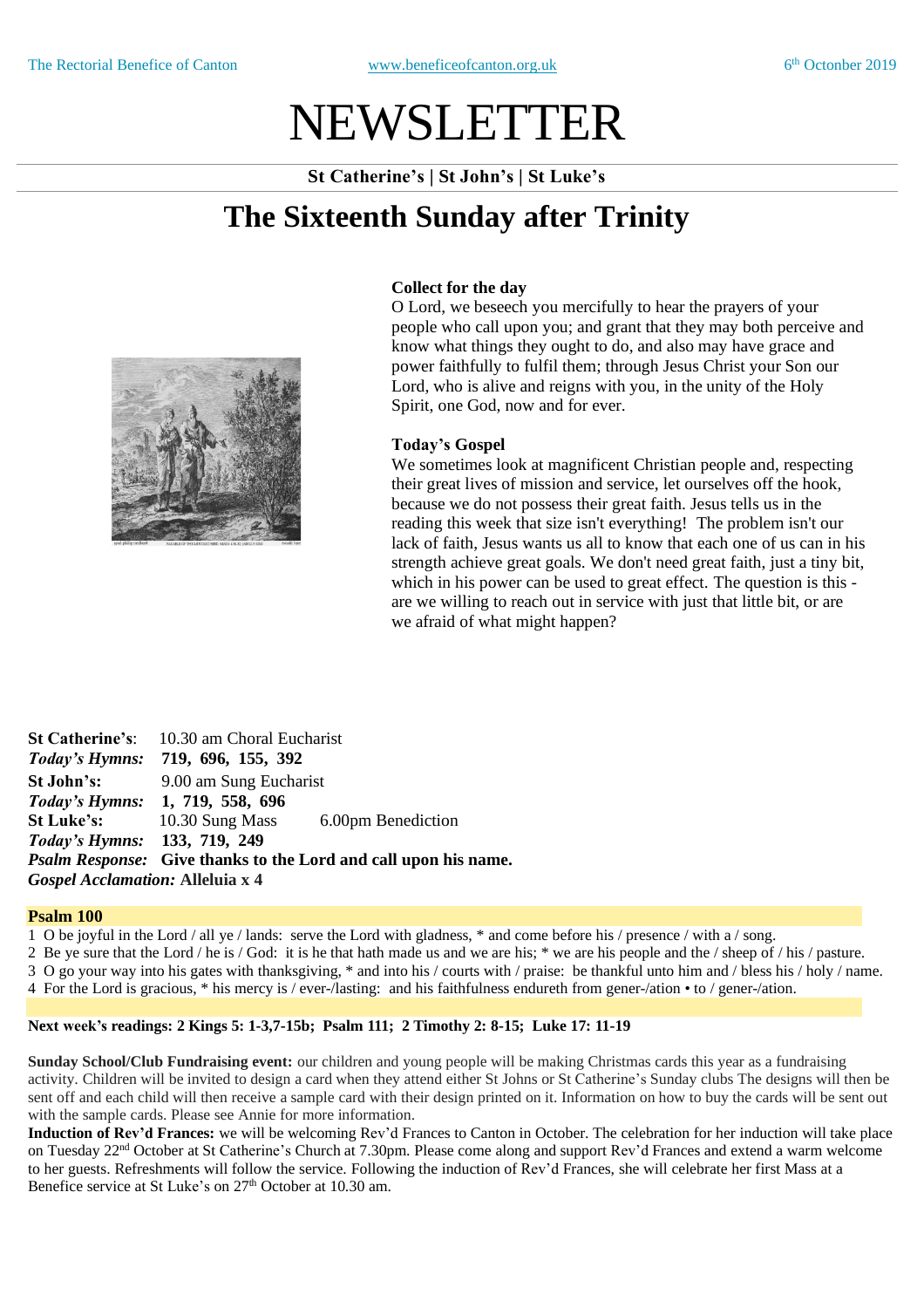The Rectorial Benefice of Canton www.beneficeofcanton.org.uk 6th October 2019

# NEWSLETTER

**St Catherine's | St John's | St Luke's**

## The Sixteenth Sunday after Trinity

**Collect for the day**

O Lord, we beseech you mercifully to hear the prayers of your people who call upon you; and grant that they may both perceive and know what things they ought to do, and also may have grace and power faithfully to fulfil them; through Jesus Christ your Son our Lord, who is alive and reigns with you, in the unity of the Holy Spirit, one God, now and for ever.

**Today's Gospel**

We sometimes look at magnificent Christian people and, respecting their great lives of mission and service, let ourselves off the hook, because we do not possess their great faith. Jesus tells us in the reading this week that size isn't everything! The problem isn't our lack of faith, Jesus wants us all to know that each one of us can in his strength achieve great goals. We don't need great faith, just a tiny bit, which in his power can be used to great effect. The question is this - are we willing to reach out in service with just that little bit, or are we afraid of what might happen?

**St Catherine's**: 10.30 am Choral Eucharist
***Today's Hymns:*** **719, 696, 155, 392**
**St John's:** 9.00 am Sung Eucharist
***Today's Hymns:*** **1, 719, 558, 696**
**St Luke's:** 10.30 Sung Mass 6.00pm Benediction
***Today's Hymns:*** **133, 719, 249**
***Psalm Response:*** **Give thanks to the Lord and call upon his name.**
***Gospel Acclamation:*** **Alleluia x 4**

**Psalm 100**

1 O be joyful in the Lord / all ye / lands: serve the Lord with gladness, * and come before his / presence / with a / song.
2 Be ye sure that the Lord / he is / God: it is he that hath made us and we are his; * we are his people and the / sheep of / his / pasture.
3 O go your way into his gates with thanksgiving, * and into his / courts with / praise: be thankful unto him and / bless his / holy / name.
4 For the Lord is gracious, * his mercy is / ever-/lasting: and his faithfulness endureth from gener-/ation • to / gener-/ation.

**Next week's readings: 2 Kings 5: 1-3,7-15b; Psalm 111; 2 Timothy 2: 8-15; Luke 17: 11-19**

**Sunday School/Club Fundraising event:** our children and young people will be making Christmas cards this year as a fundraising activity. Children will be invited to design a card when they attend either St Johns or St Catherine's Sunday clubs The designs will then be sent off and each child will then receive a sample card with their design printed on it. Information on how to buy the cards will be sent out with the sample cards. Please see Annie for more information.

**Induction of Rev'd Frances:** we will be welcoming Rev'd Frances to Canton in October. The celebration for her induction will take place on Tuesday 22nd October at St Catherine's Church at 7.30pm. Please come along and support Rev'd Frances and extend a warm welcome to her guests. Refreshments will follow the service. Following the induction of Rev'd Frances, she will celebrate her first Mass at a Benefice service at St Luke's on 27th October at 10.30 am.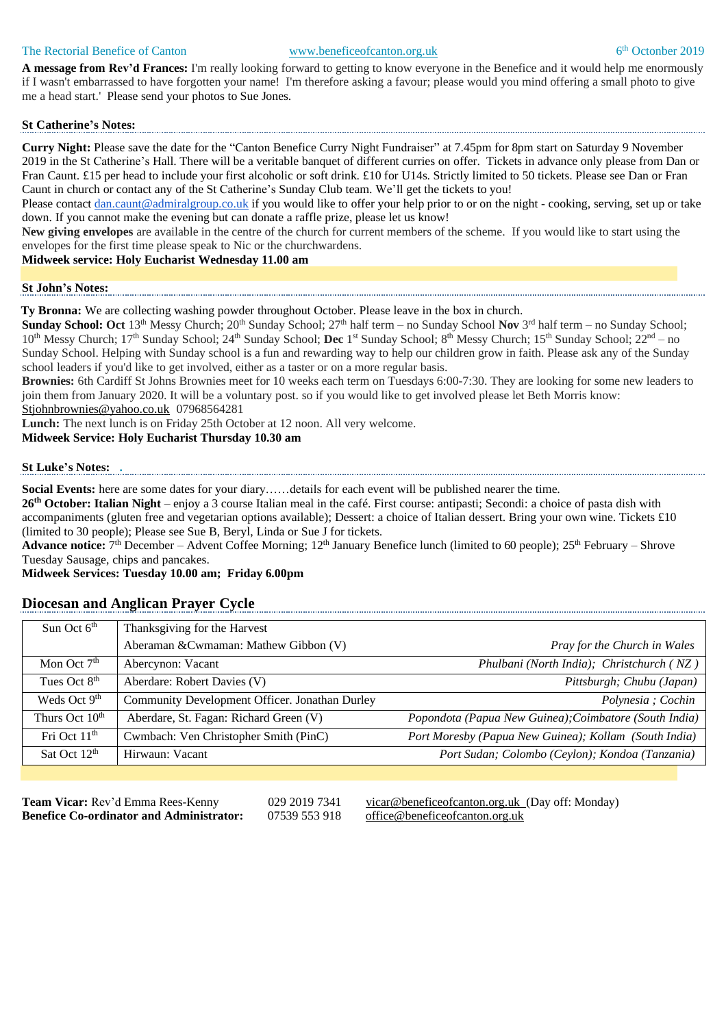**A message from Rev'd Frances:** I'm really looking forward to getting to know everyone in the Benefice and it would help me enormously if I wasn't embarrassed to have forgotten your name! I'm therefore asking a favour; please would you mind offering a small photo to give me a head start.' Please send your photos to Sue Jones.

### St Catherine's Notes:

**Curry Night:** Please save the date for the "Canton Benefice Curry Night Fundraiser" at 7.45pm for 8pm start on Saturday 9 November 2019 in the St Catherine's Hall. There will be a veritable banquet of different curries on offer. Tickets in advance only please from Dan or Fran Caunt. £15 per head to include your first alcoholic or soft drink. £10 for U14s. Strictly limited to 50 tickets. Please see Dan or Fran Caunt in church or contact any of the St Catherine's Sunday Club team. We'll get the tickets to you!

Please contact dan.caunt@admiralgroup.co.uk if you would like to offer your help prior to or on the night - cooking, serving, set up or take down. If you cannot make the evening but can donate a raffle prize, please let us know!

**New giving envelopes** are available in the centre of the church for current members of the scheme. If you would like to start using the envelopes for the first time please speak to Nic or the churchwardens.

**Midweek service: Holy Eucharist Wednesday 11.00 am**

### St John's Notes:

**Ty Bronna:** We are collecting washing powder throughout October. Please leave in the box in church.

**Sunday School: Oct** 13th Messy Church; 20th Sunday School; 27th half term – no Sunday School **Nov** 3rd half term – no Sunday School; 10th Messy Church; 17th Sunday School; 24th Sunday School; **Dec** 1st Sunday School; 8th Messy Church; 15th Sunday School; 22nd – no Sunday School. Helping with Sunday school is a fun and rewarding way to help our children grow in faith. Please ask any of the Sunday school leaders if you'd like to get involved, either as a taster or on a more regular basis.

**Brownies:** 6th Cardiff St Johns Brownies meet for 10 weeks each term on Tuesdays 6:00-7:30. They are looking for some new leaders to join them from January 2020. It will be a voluntary post. so if you would like to get involved please let Beth Morris know: Stjohnbrownies@yahoo.co.uk 07968564281

**Lunch:** The next lunch is on Friday 25th October at 12 noon. All very welcome.

**Midweek Service: Holy Eucharist Thursday 10.30 am**

### St Luke's Notes:

**Social Events:** here are some dates for your diary……details for each event will be published nearer the time.

**26th October: Italian Night** – enjoy a 3 course Italian meal in the café. First course: antipasti; Secondi: a choice of pasta dish with accompaniments (gluten free and vegetarian options available); Dessert: a choice of Italian dessert. Bring your own wine. Tickets £10 (limited to 30 people); Please see Sue B, Beryl, Linda or Sue J for tickets.

**Advance notice:** 7th December – Advent Coffee Morning; 12th January Benefice lunch (limited to 60 people); 25th February – Shrove Tuesday Sausage, chips and pancakes.

**Midweek Services: Tuesday 10.00 am; Friday 6.00pm**

## Diocesan and Anglican Prayer Cycle

| | | |
|---|---|---|
| Sun Oct 6th | Thanksgiving for the Harvest<br>Aberaman &Cwmaman: Mathew Gibbon (V) | *Pray for the Church in Wales* |
| Mon Oct 7th | Abercynon: Vacant | *Phulbani (North India); Christchurch ( NZ )* |
| Tues Oct 8th | Aberdare: Robert Davies (V) | *Pittsburgh; Chubu (Japan)* |
| Weds Oct 9th | Community Development Officer. Jonathan Durley | *Polynesia ; Cochin* |
| Thurs Oct 10th | Aberdare, St. Fagan: Richard Green (V) | *Popondota (Papua New Guinea);Coimbatore (South India)* |
| Fri Oct 11th | Cwmbach: Ven Christopher Smith (PinC) | *Port Moresby (Papua New Guinea); Kollam (South India)* |
| Sat Oct 12th | Hirwaun: Vacant | *Port Sudan; Colombo (Ceylon); Kondoa (Tanzania)* |

**Team Vicar:** Rev'd Emma Rees-Kenny 029 2019 7341 vicar@beneficeofcanton.org.uk (Day off: Monday)
**Benefice Co-ordinator and Administrator:** 07539 553 918 office@beneficeofcanton.org.uk